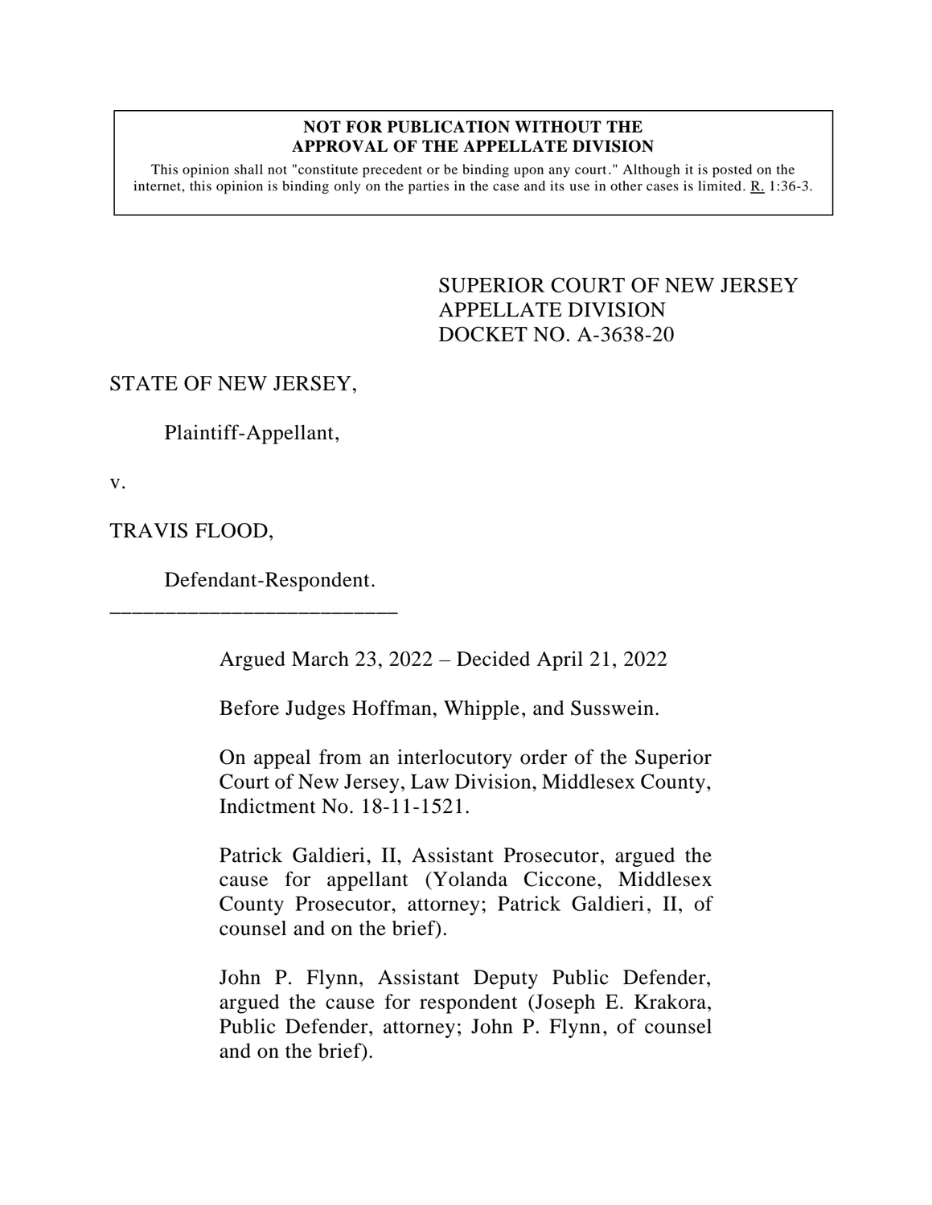**NOT FOR PUBLICATION WITHOUT THE APPROVAL OF THE APPELLATE DIVISION**

This opinion shall not "constitute precedent or be binding upon any court." Although it is posted on the internet, this opinion is binding only on the parties in the case and its use in other cases is limited. R. 1:36-3.

SUPERIOR COURT OF NEW JERSEY
APPELLATE DIVISION
DOCKET NO. A-3638-20

STATE OF NEW JERSEY,

Plaintiff-Appellant,

v.

TRAVIS FLOOD,

Defendant-Respondent.

---

Argued March 23, 2022 – Decided April 21, 2022

Before Judges Hoffman, Whipple, and Susswein.

On appeal from an interlocutory order of the Superior Court of New Jersey, Law Division, Middlesex County, Indictment No. 18-11-1521.

Patrick Galdieri, II, Assistant Prosecutor, argued the cause for appellant (Yolanda Ciccone, Middlesex County Prosecutor, attorney; Patrick Galdieri, II, of counsel and on the brief).

John P. Flynn, Assistant Deputy Public Defender, argued the cause for respondent (Joseph E. Krakora, Public Defender, attorney; John P. Flynn, of counsel and on the brief).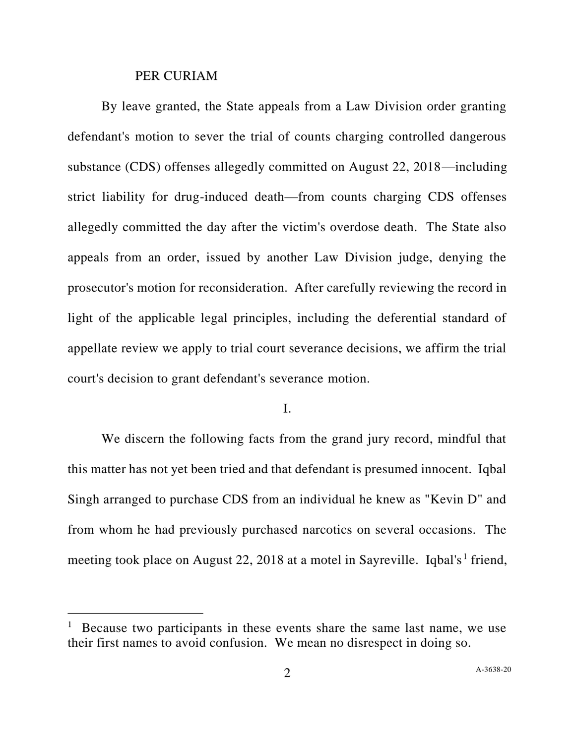PER CURIAM

By leave granted, the State appeals from a Law Division order granting defendant's motion to sever the trial of counts charging controlled dangerous substance (CDS) offenses allegedly committed on August 22, 2018—including strict liability for drug-induced death—from counts charging CDS offenses allegedly committed the day after the victim's overdose death. The State also appeals from an order, issued by another Law Division judge, denying the prosecutor's motion for reconsideration. After carefully reviewing the record in light of the applicable legal principles, including the deferential standard of appellate review we apply to trial court severance decisions, we affirm the trial court's decision to grant defendant's severance motion.

## I.

We discern the following facts from the grand jury record, mindful that this matter has not yet been tried and that defendant is presumed innocent. Iqbal Singh arranged to purchase CDS from an individual he knew as "Kevin D" and from whom he had previously purchased narcotics on several occasions. The meeting took place on August 22, 2018 at a motel in Sayreville. Iqbal's[1] friend,

[1] Because two participants in these events share the same last name, we use their first names to avoid confusion. We mean no disrespect in doing so.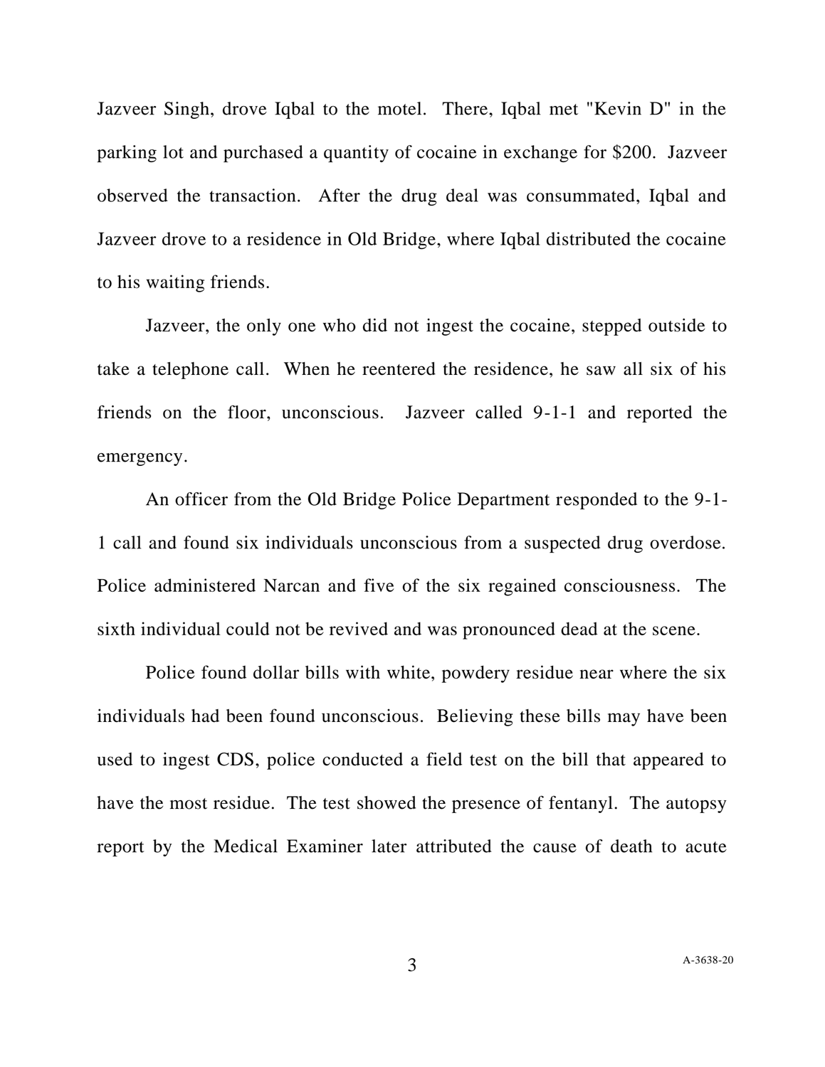Jazveer Singh, drove Iqbal to the motel. There, Iqbal met "Kevin D" in the parking lot and purchased a quantity of cocaine in exchange for $200. Jazveer observed the transaction. After the drug deal was consummated, Iqbal and Jazveer drove to a residence in Old Bridge, where Iqbal distributed the cocaine to his waiting friends.

Jazveer, the only one who did not ingest the cocaine, stepped outside to take a telephone call. When he reentered the residence, he saw all six of his friends on the floor, unconscious. Jazveer called 9-1-1 and reported the emergency.

An officer from the Old Bridge Police Department responded to the 9-1-1 call and found six individuals unconscious from a suspected drug overdose. Police administered Narcan and five of the six regained consciousness. The sixth individual could not be revived and was pronounced dead at the scene.

Police found dollar bills with white, powdery residue near where the six individuals had been found unconscious. Believing these bills may have been used to ingest CDS, police conducted a field test on the bill that appeared to have the most residue. The test showed the presence of fentanyl. The autopsy report by the Medical Examiner later attributed the cause of death to acute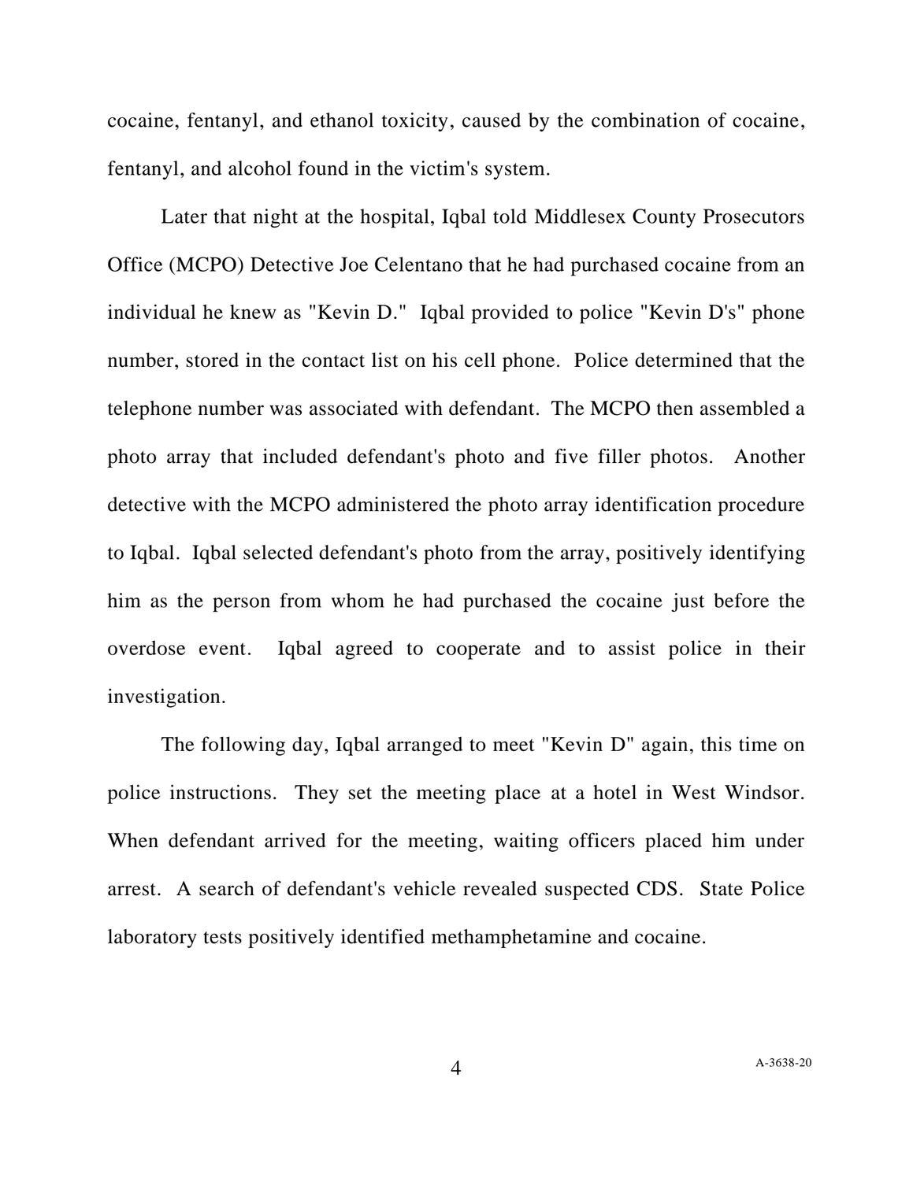cocaine, fentanyl, and ethanol toxicity, caused by the combination of cocaine, fentanyl, and alcohol found in the victim's system.

Later that night at the hospital, Iqbal told Middlesex County Prosecutors Office (MCPO) Detective Joe Celentano that he had purchased cocaine from an individual he knew as "Kevin D." Iqbal provided to police "Kevin D's" phone number, stored in the contact list on his cell phone. Police determined that the telephone number was associated with defendant. The MCPO then assembled a photo array that included defendant's photo and five filler photos. Another detective with the MCPO administered the photo array identification procedure to Iqbal. Iqbal selected defendant's photo from the array, positively identifying him as the person from whom he had purchased the cocaine just before the overdose event. Iqbal agreed to cooperate and to assist police in their investigation.

The following day, Iqbal arranged to meet "Kevin D" again, this time on police instructions. They set the meeting place at a hotel in West Windsor. When defendant arrived for the meeting, waiting officers placed him under arrest. A search of defendant's vehicle revealed suspected CDS. State Police laboratory tests positively identified methamphetamine and cocaine.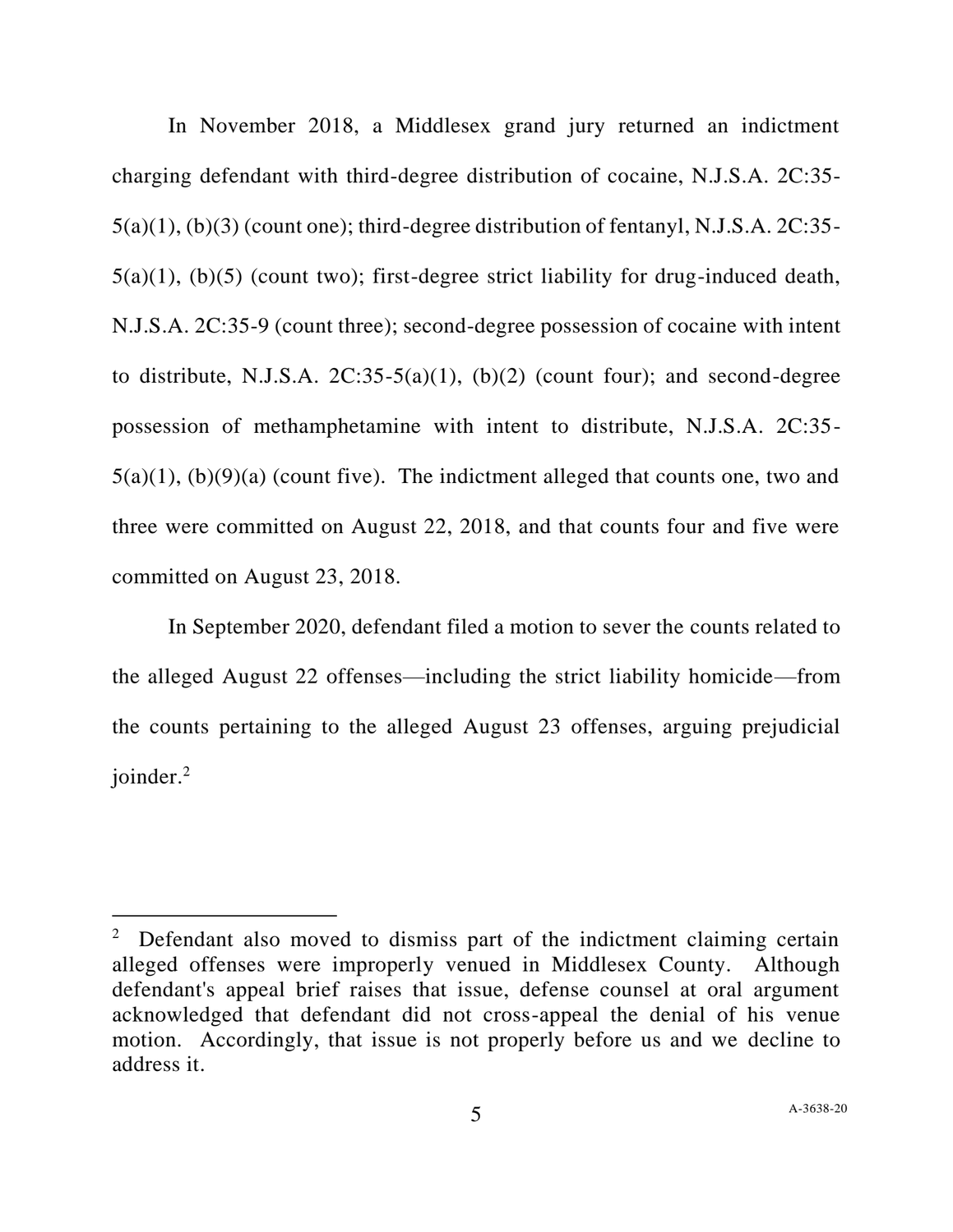In November 2018, a Middlesex grand jury returned an indictment charging defendant with third-degree distribution of cocaine, N.J.S.A. 2C:35-5(a)(1), (b)(3) (count one); third-degree distribution of fentanyl, N.J.S.A. 2C:35-5(a)(1), (b)(5) (count two); first-degree strict liability for drug-induced death, N.J.S.A. 2C:35-9 (count three); second-degree possession of cocaine with intent to distribute, N.J.S.A. 2C:35-5(a)(1), (b)(2) (count four); and second-degree possession of methamphetamine with intent to distribute, N.J.S.A. 2C:35-5(a)(1), (b)(9)(a) (count five). The indictment alleged that counts one, two and three were committed on August 22, 2018, and that counts four and five were committed on August 23, 2018.

In September 2020, defendant filed a motion to sever the counts related to the alleged August 22 offenses—including the strict liability homicide—from the counts pertaining to the alleged August 23 offenses, arguing prejudicial joinder.[2]

---

[2] Defendant also moved to dismiss part of the indictment claiming certain alleged offenses were improperly venued in Middlesex County. Although defendant's appeal brief raises that issue, defense counsel at oral argument acknowledged that defendant did not cross-appeal the denial of his venue motion. Accordingly, that issue is not properly before us and we decline to address it.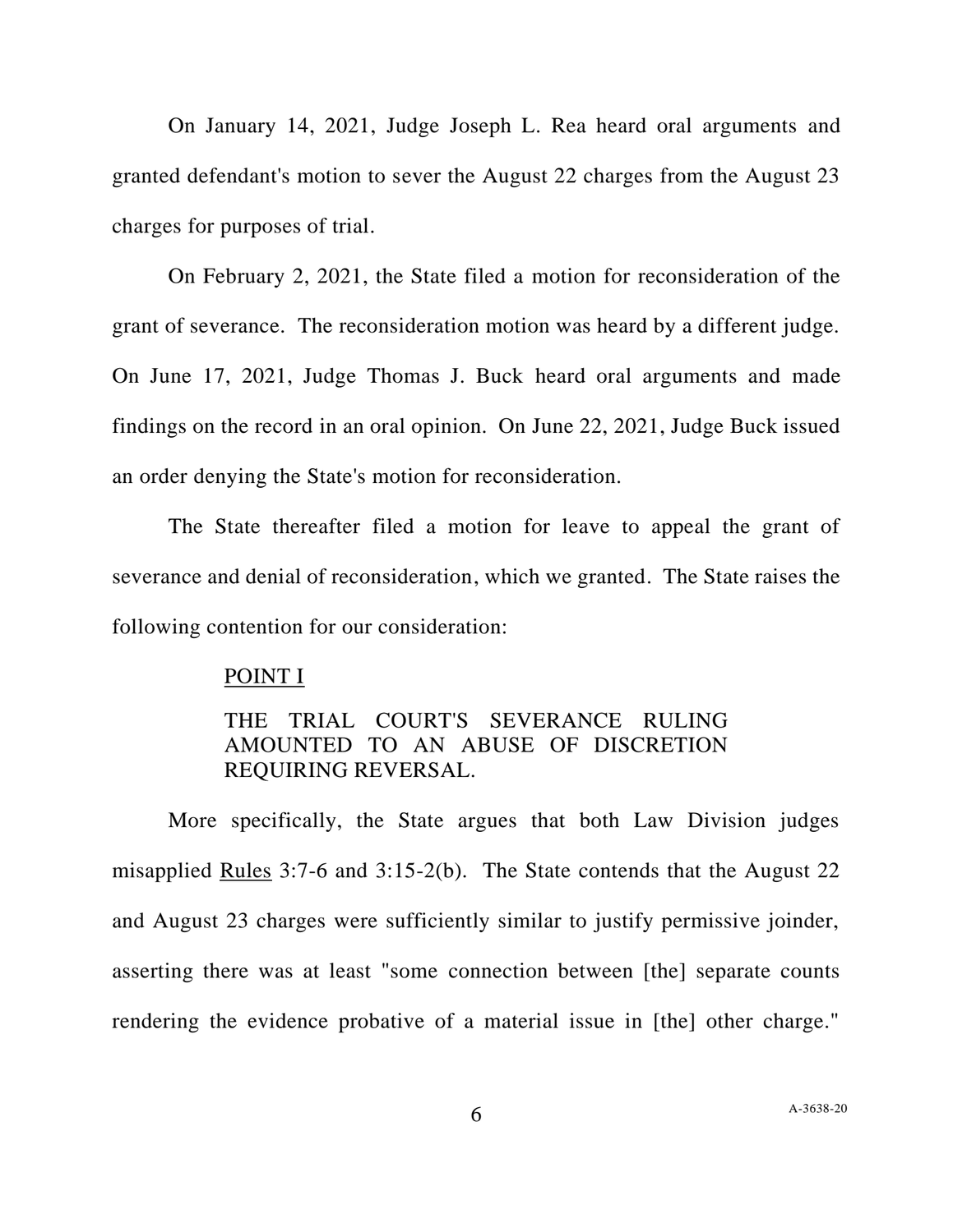On January 14, 2021, Judge Joseph L. Rea heard oral arguments and granted defendant's motion to sever the August 22 charges from the August 23 charges for purposes of trial.

On February 2, 2021, the State filed a motion for reconsideration of the grant of severance. The reconsideration motion was heard by a different judge. On June 17, 2021, Judge Thomas J. Buck heard oral arguments and made findings on the record in an oral opinion. On June 22, 2021, Judge Buck issued an order denying the State's motion for reconsideration.

The State thereafter filed a motion for leave to appeal the grant of severance and denial of reconsideration, which we granted. The State raises the following contention for our consideration:

> <u>POINT I</u>
>
> THE TRIAL COURT'S SEVERANCE RULING AMOUNTED TO AN ABUSE OF DISCRETION REQUIRING REVERSAL.

More specifically, the State argues that both Law Division judges misapplied <u>Rules</u> 3:7-6 and 3:15-2(b). The State contends that the August 22 and August 23 charges were sufficiently similar to justify permissive joinder, asserting there was at least "some connection between [the] separate counts rendering the evidence probative of a material issue in [the] other charge."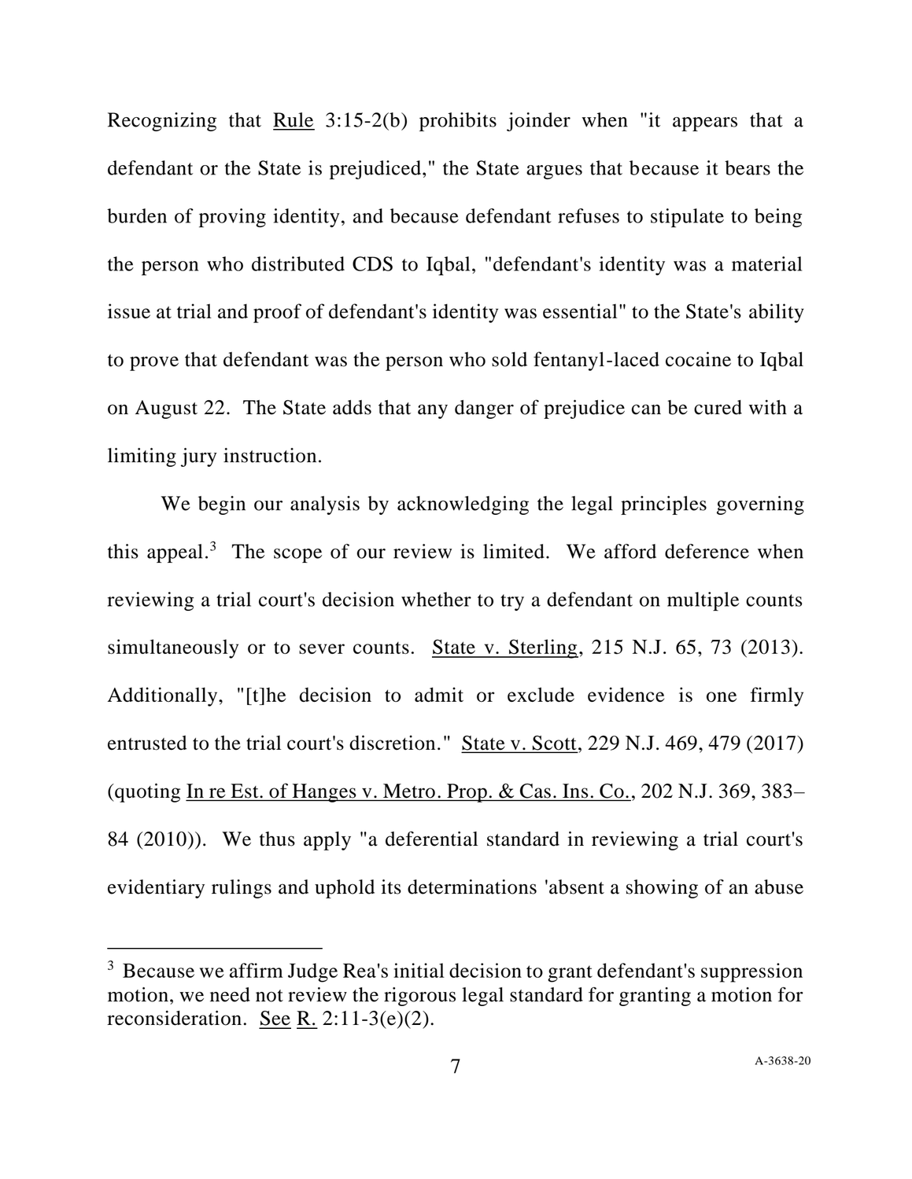Recognizing that Rule 3:15-2(b) prohibits joinder when "it appears that a defendant or the State is prejudiced," the State argues that because it bears the burden of proving identity, and because defendant refuses to stipulate to being the person who distributed CDS to Iqbal, "defendant's identity was a material issue at trial and proof of defendant's identity was essential" to the State's ability to prove that defendant was the person who sold fentanyl-laced cocaine to Iqbal on August 22. The State adds that any danger of prejudice can be cured with a limiting jury instruction.

We begin our analysis by acknowledging the legal principles governing this appeal.[3] The scope of our review is limited. We afford deference when reviewing a trial court's decision whether to try a defendant on multiple counts simultaneously or to sever counts. State v. Sterling, 215 N.J. 65, 73 (2013). Additionally, "[t]he decision to admit or exclude evidence is one firmly entrusted to the trial court's discretion." State v. Scott, 229 N.J. 469, 479 (2017) (quoting In re Est. of Hanges v. Metro. Prop. & Cas. Ins. Co., 202 N.J. 369, 383–84 (2010)). We thus apply "a deferential standard in reviewing a trial court's evidentiary rulings and uphold its determinations 'absent a showing of an abuse

---

[3] Because we affirm Judge Rea's initial decision to grant defendant's suppression motion, we need not review the rigorous legal standard for granting a motion for reconsideration. See R. 2:11-3(e)(2).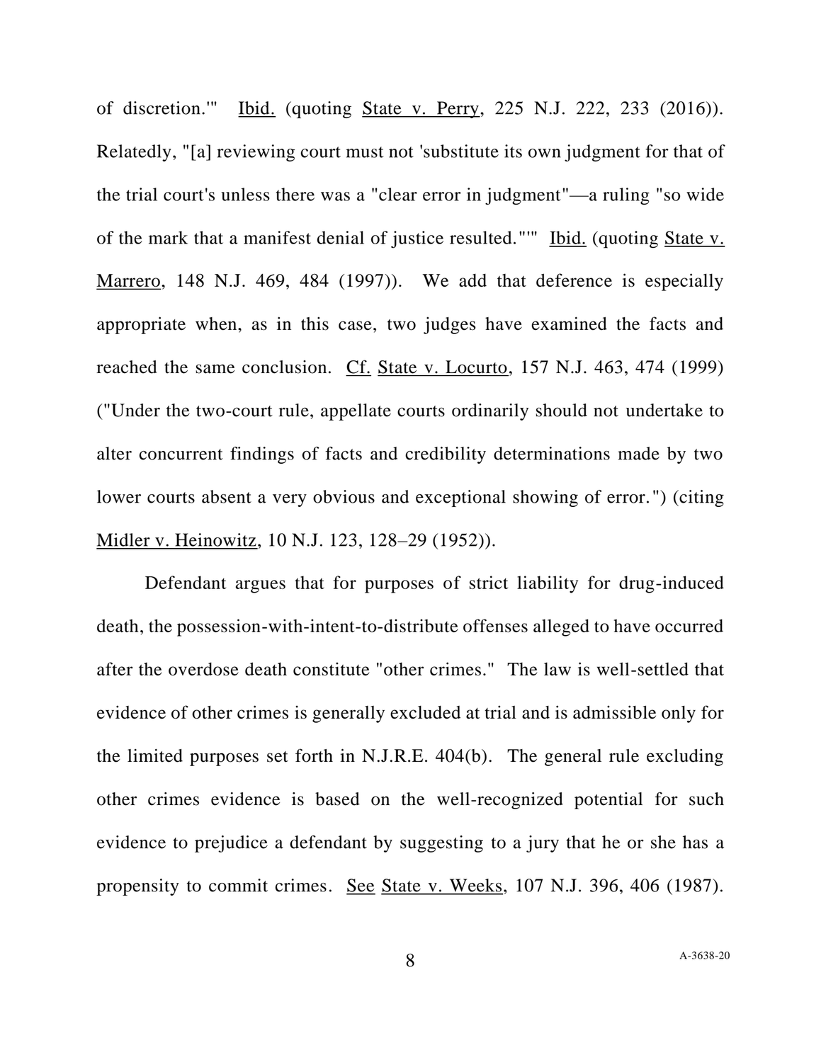of discretion.'" Ibid. (quoting State v. Perry, 225 N.J. 222, 233 (2016)). Relatedly, "[a] reviewing court must not 'substitute its own judgment for that of the trial court's unless there was a "clear error in judgment"—a ruling "so wide of the mark that a manifest denial of justice resulted."'" Ibid. (quoting State v. Marrero, 148 N.J. 469, 484 (1997)). We add that deference is especially appropriate when, as in this case, two judges have examined the facts and reached the same conclusion. Cf. State v. Locurto, 157 N.J. 463, 474 (1999) ("Under the two-court rule, appellate courts ordinarily should not undertake to alter concurrent findings of facts and credibility determinations made by two lower courts absent a very obvious and exceptional showing of error.") (citing Midler v. Heinowitz, 10 N.J. 123, 128–29 (1952)).

Defendant argues that for purposes of strict liability for drug-induced death, the possession-with-intent-to-distribute offenses alleged to have occurred after the overdose death constitute "other crimes." The law is well-settled that evidence of other crimes is generally excluded at trial and is admissible only for the limited purposes set forth in N.J.R.E. 404(b). The general rule excluding other crimes evidence is based on the well-recognized potential for such evidence to prejudice a defendant by suggesting to a jury that he or she has a propensity to commit crimes. See State v. Weeks, 107 N.J. 396, 406 (1987).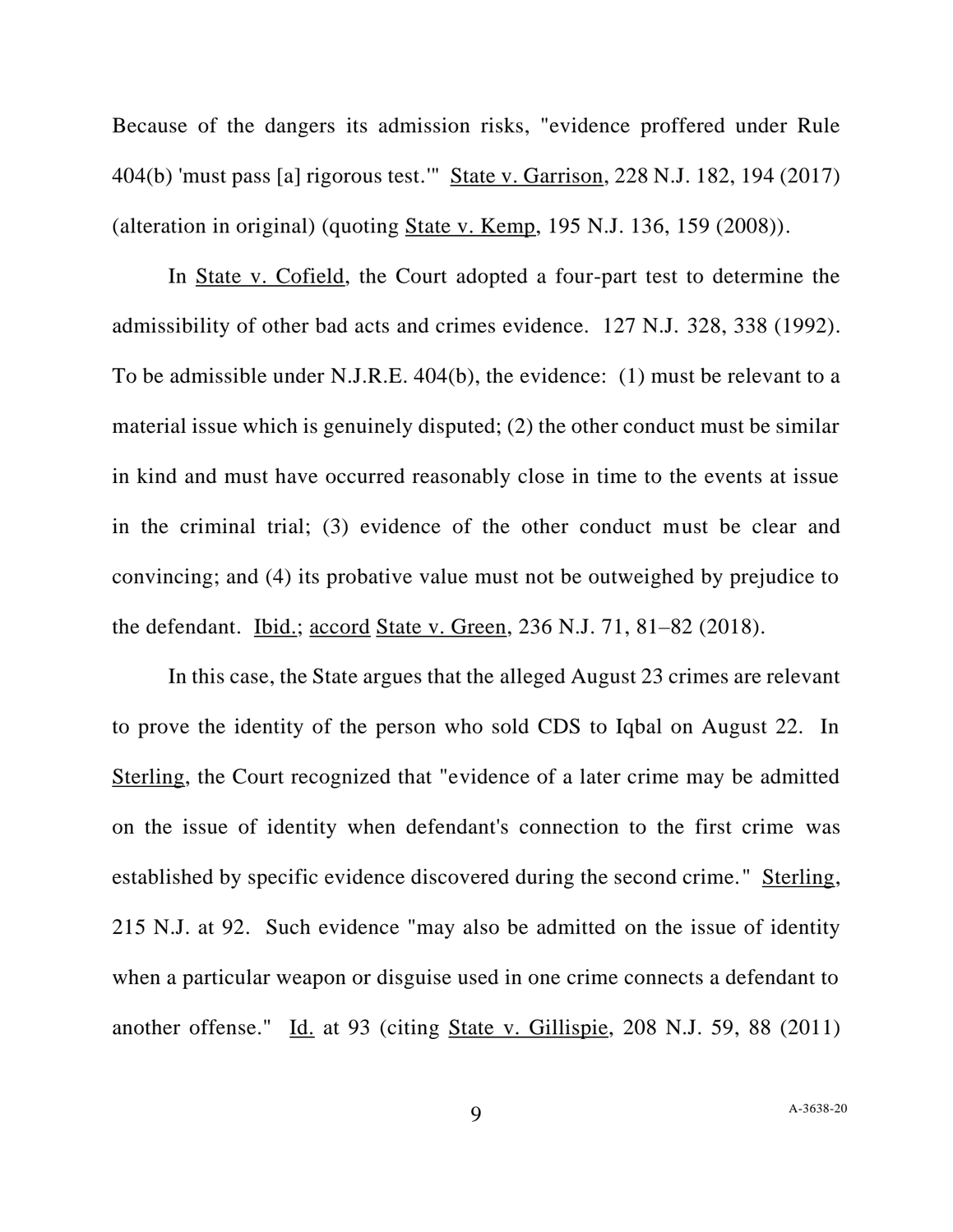Because of the dangers its admission risks, "evidence proffered under Rule 404(b) 'must pass [a] rigorous test.'" State v. Garrison, 228 N.J. 182, 194 (2017) (alteration in original) (quoting State v. Kemp, 195 N.J. 136, 159 (2008)).

In State v. Cofield, the Court adopted a four-part test to determine the admissibility of other bad acts and crimes evidence. 127 N.J. 328, 338 (1992). To be admissible under N.J.R.E. 404(b), the evidence: (1) must be relevant to a material issue which is genuinely disputed; (2) the other conduct must be similar in kind and must have occurred reasonably close in time to the events at issue in the criminal trial; (3) evidence of the other conduct must be clear and convincing; and (4) its probative value must not be outweighed by prejudice to the defendant. Ibid.; accord State v. Green, 236 N.J. 71, 81–82 (2018).

In this case, the State argues that the alleged August 23 crimes are relevant to prove the identity of the person who sold CDS to Iqbal on August 22. In Sterling, the Court recognized that "evidence of a later crime may be admitted on the issue of identity when defendant's connection to the first crime was established by specific evidence discovered during the second crime." Sterling, 215 N.J. at 92. Such evidence "may also be admitted on the issue of identity when a particular weapon or disguise used in one crime connects a defendant to another offense." Id. at 93 (citing State v. Gillispie, 208 N.J. 59, 88 (2011)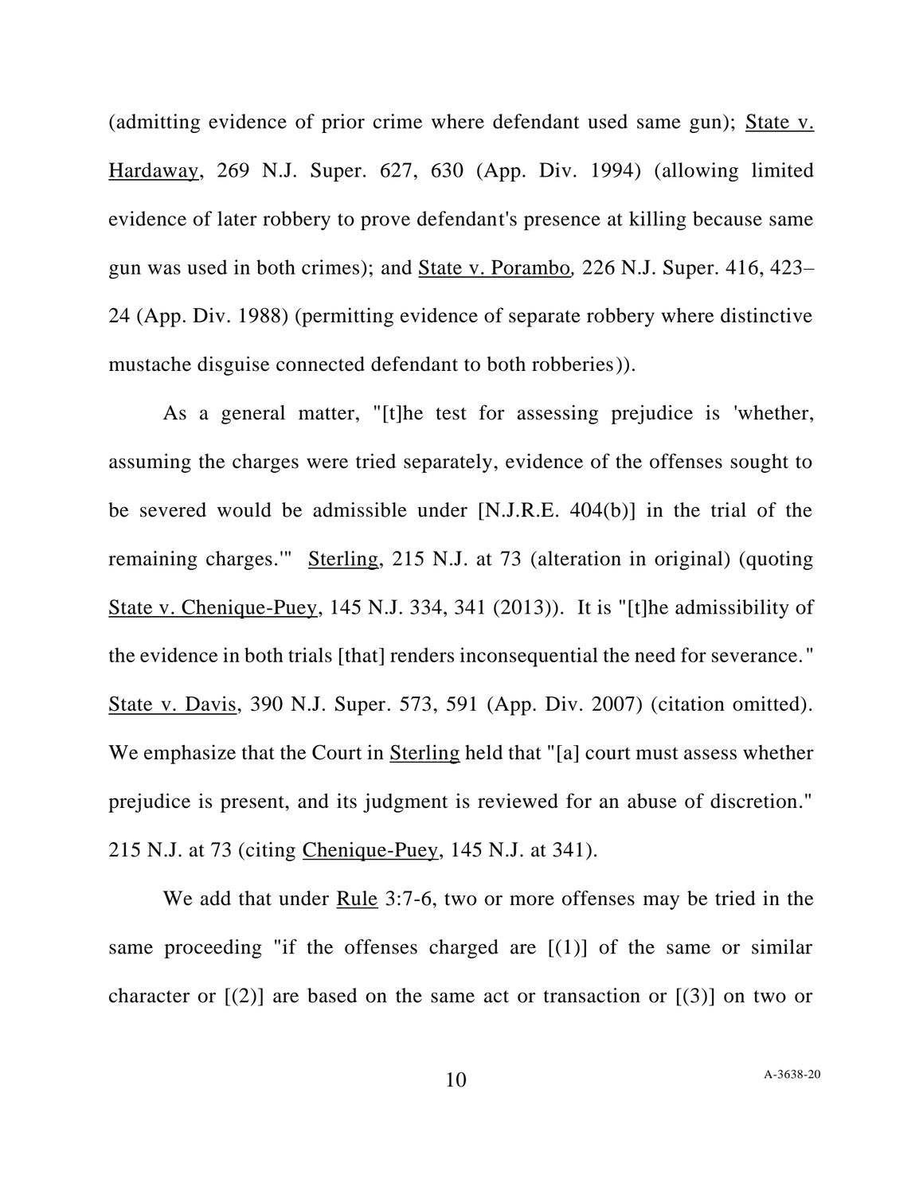(admitting evidence of prior crime where defendant used same gun); State v. Hardaway, 269 N.J. Super. 627, 630 (App. Div. 1994) (allowing limited evidence of later robbery to prove defendant's presence at killing because same gun was used in both crimes); and State v. Porambo, 226 N.J. Super. 416, 423–24 (App. Div. 1988) (permitting evidence of separate robbery where distinctive mustache disguise connected defendant to both robberies)).

As a general matter, "[t]he test for assessing prejudice is 'whether, assuming the charges were tried separately, evidence of the offenses sought to be severed would be admissible under [N.J.R.E. 404(b)] in the trial of the remaining charges.'" Sterling, 215 N.J. at 73 (alteration in original) (quoting State v. Chenique-Puey, 145 N.J. 334, 341 (2013)). It is "[t]he admissibility of the evidence in both trials [that] renders inconsequential the need for severance." State v. Davis, 390 N.J. Super. 573, 591 (App. Div. 2007) (citation omitted). We emphasize that the Court in Sterling held that "[a] court must assess whether prejudice is present, and its judgment is reviewed for an abuse of discretion." 215 N.J. at 73 (citing Chenique-Puey, 145 N.J. at 341).

We add that under Rule 3:7-6, two or more offenses may be tried in the same proceeding "if the offenses charged are [(1)] of the same or similar character or [(2)] are based on the same act or transaction or [(3)] on two or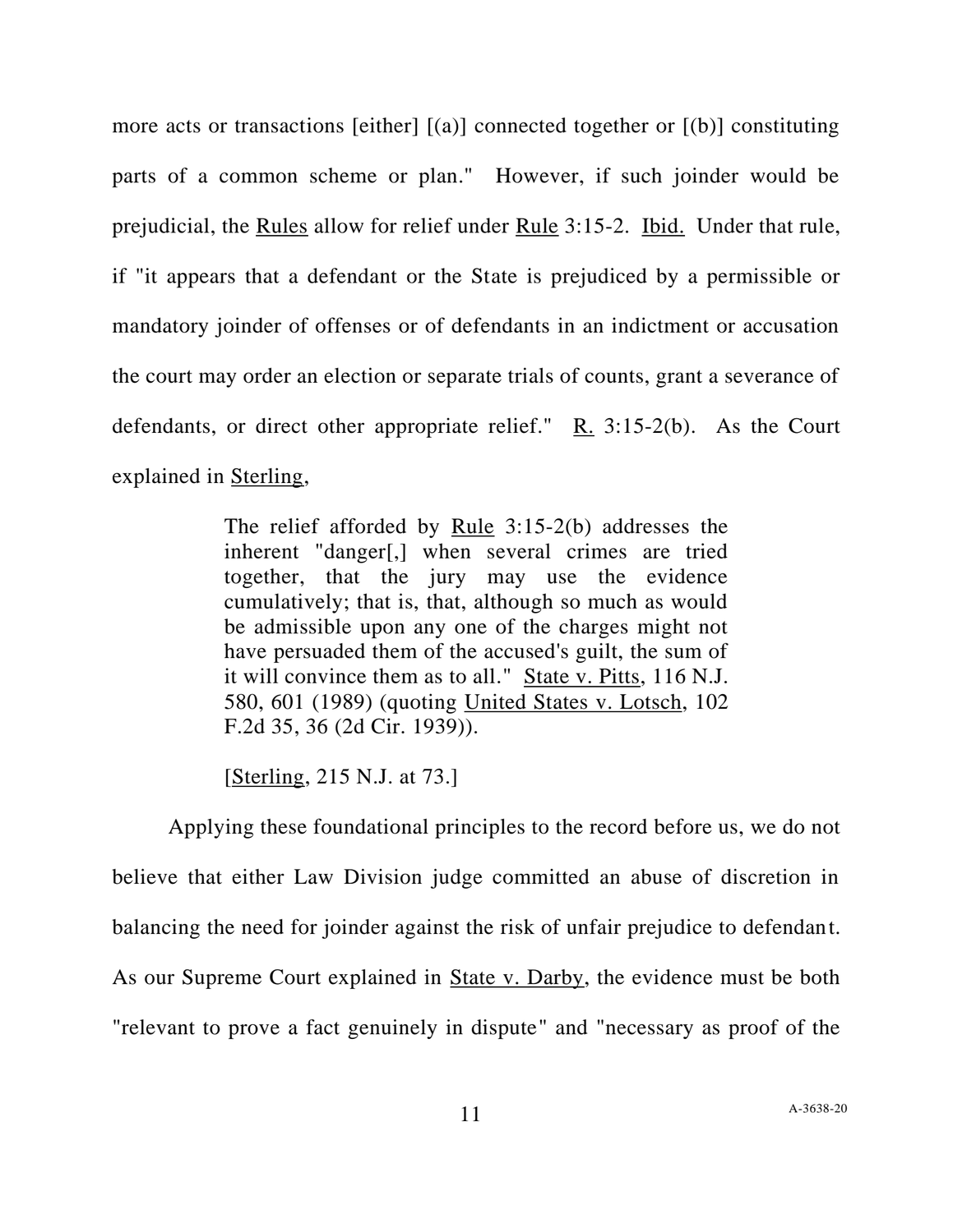more acts or transactions [either] [(a)] connected together or [(b)] constituting parts of a common scheme or plan." However, if such joinder would be prejudicial, the Rules allow for relief under Rule 3:15-2. Ibid. Under that rule, if "it appears that a defendant or the State is prejudiced by a permissible or mandatory joinder of offenses or of defendants in an indictment or accusation the court may order an election or separate trials of counts, grant a severance of defendants, or direct other appropriate relief." R. 3:15-2(b). As the Court explained in Sterling,

> The relief afforded by Rule 3:15-2(b) addresses the inherent "danger[,] when several crimes are tried together, that the jury may use the evidence cumulatively; that is, that, although so much as would be admissible upon any one of the charges might not have persuaded them of the accused's guilt, the sum of it will convince them as to all." State v. Pitts, 116 N.J. 580, 601 (1989) (quoting United States v. Lotsch, 102 F.2d 35, 36 (2d Cir. 1939)).
>
> [Sterling, 215 N.J. at 73.]

Applying these foundational principles to the record before us, we do not believe that either Law Division judge committed an abuse of discretion in balancing the need for joinder against the risk of unfair prejudice to defendant. As our Supreme Court explained in State v. Darby, the evidence must be both "relevant to prove a fact genuinely in dispute" and "necessary as proof of the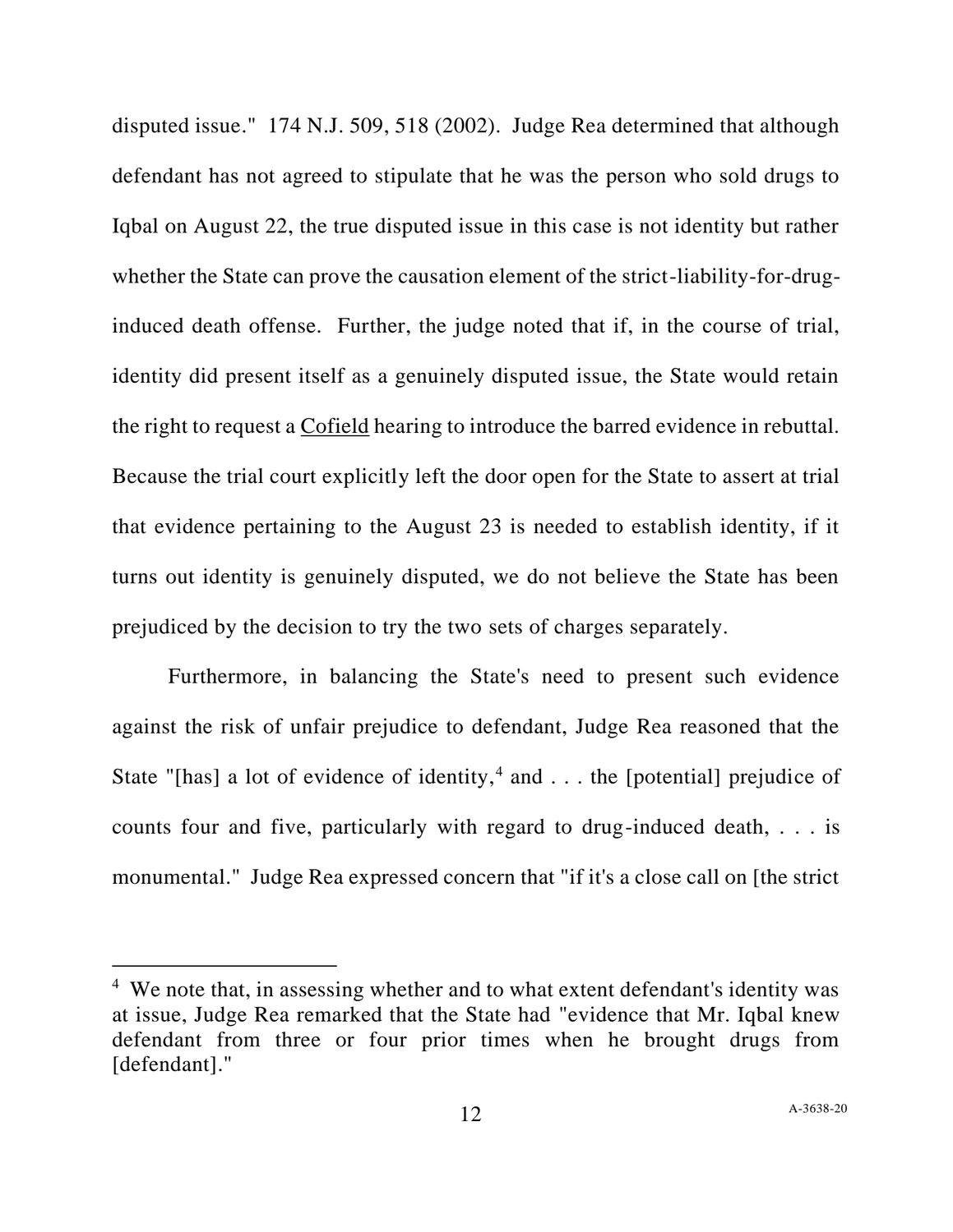disputed issue." 174 N.J. 509, 518 (2002). Judge Rea determined that although defendant has not agreed to stipulate that he was the person who sold drugs to Iqbal on August 22, the true disputed issue in this case is not identity but rather whether the State can prove the causation element of the strict-liability-for-drug-induced death offense. Further, the judge noted that if, in the course of trial, identity did present itself as a genuinely disputed issue, the State would retain the right to request a Cofield hearing to introduce the barred evidence in rebuttal. Because the trial court explicitly left the door open for the State to assert at trial that evidence pertaining to the August 23 is needed to establish identity, if it turns out identity is genuinely disputed, we do not believe the State has been prejudiced by the decision to try the two sets of charges separately.

Furthermore, in balancing the State's need to present such evidence against the risk of unfair prejudice to defendant, Judge Rea reasoned that the State "[has] a lot of evidence of identity,[4] and . . . the [potential] prejudice of counts four and five, particularly with regard to drug-induced death, . . . is monumental." Judge Rea expressed concern that "if it's a close call on [the strict

---

[4] We note that, in assessing whether and to what extent defendant's identity was at issue, Judge Rea remarked that the State had "evidence that Mr. Iqbal knew defendant from three or four prior times when he brought drugs from [defendant]."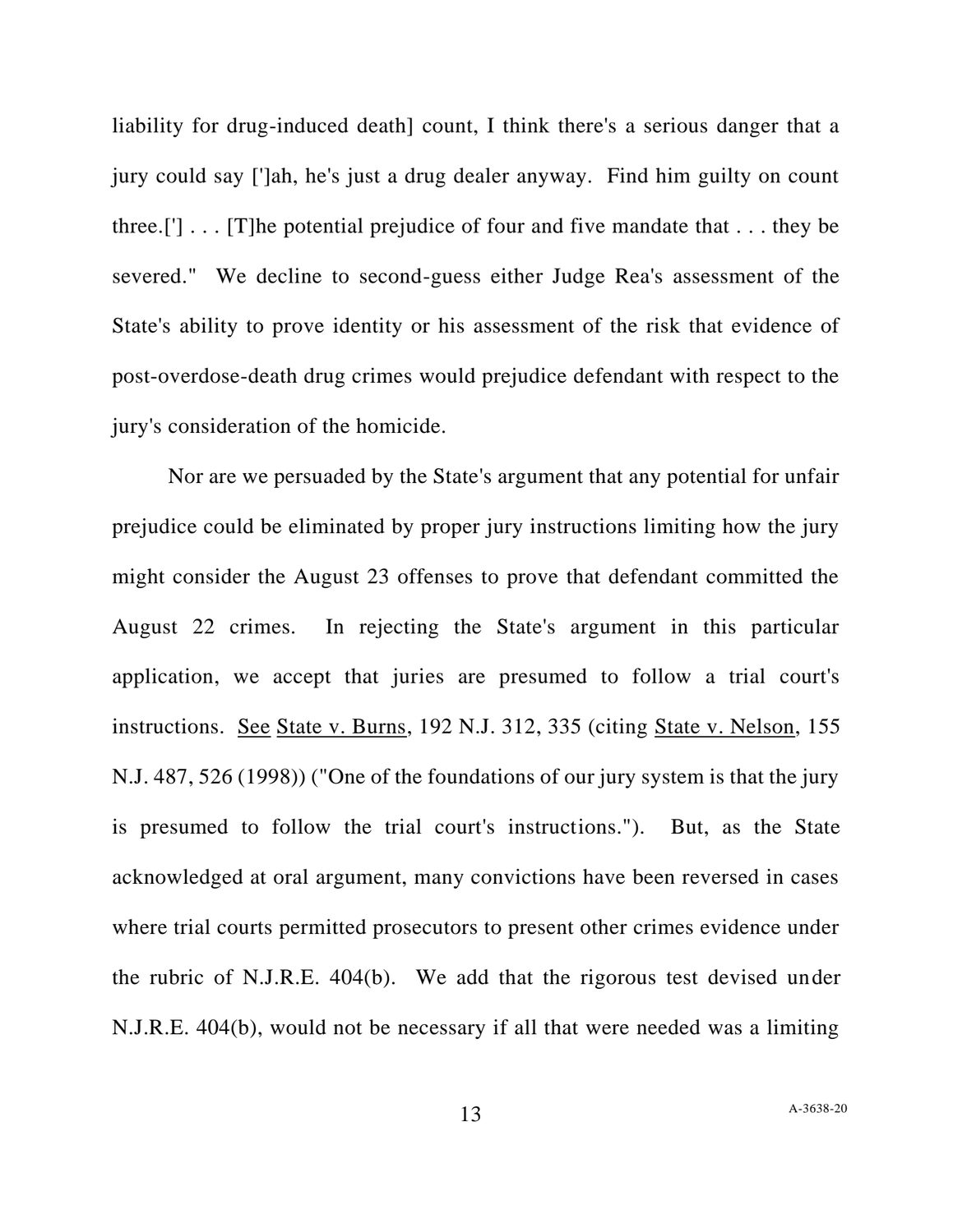liability for drug-induced death] count, I think there's a serious danger that a jury could say [']ah, he's just a drug dealer anyway. Find him guilty on count three.['] . . . [T]he potential prejudice of four and five mandate that . . . they be severed." We decline to second-guess either Judge Rea's assessment of the State's ability to prove identity or his assessment of the risk that evidence of post-overdose-death drug crimes would prejudice defendant with respect to the jury's consideration of the homicide.

Nor are we persuaded by the State's argument that any potential for unfair prejudice could be eliminated by proper jury instructions limiting how the jury might consider the August 23 offenses to prove that defendant committed the August 22 crimes. In rejecting the State's argument in this particular application, we accept that juries are presumed to follow a trial court's instructions. See State v. Burns, 192 N.J. 312, 335 (citing State v. Nelson, 155 N.J. 487, 526 (1998)) ("One of the foundations of our jury system is that the jury is presumed to follow the trial court's instructions."). But, as the State acknowledged at oral argument, many convictions have been reversed in cases where trial courts permitted prosecutors to present other crimes evidence under the rubric of N.J.R.E. 404(b). We add that the rigorous test devised under N.J.R.E. 404(b), would not be necessary if all that were needed was a limiting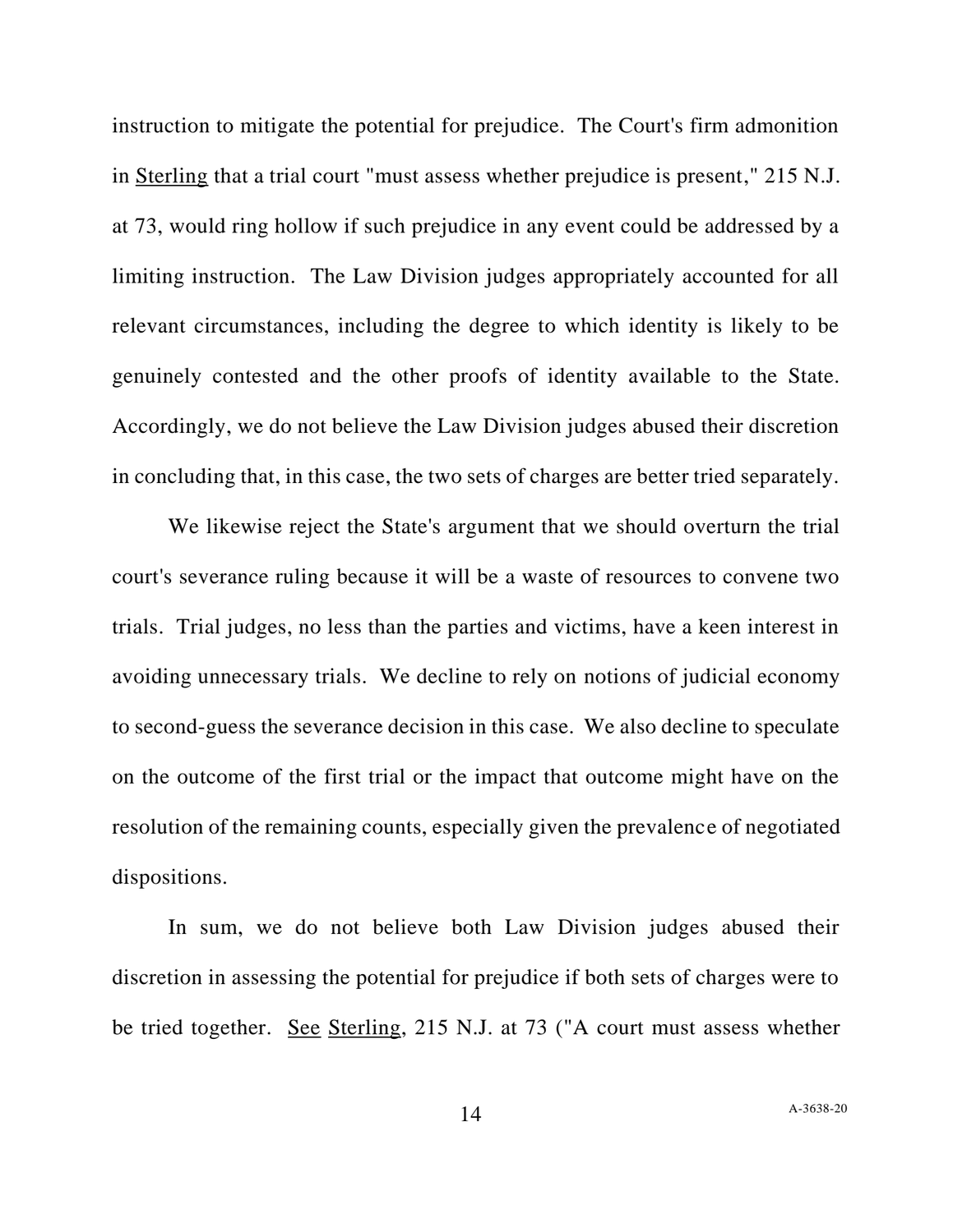instruction to mitigate the potential for prejudice. The Court's firm admonition in Sterling that a trial court "must assess whether prejudice is present," 215 N.J. at 73, would ring hollow if such prejudice in any event could be addressed by a limiting instruction. The Law Division judges appropriately accounted for all relevant circumstances, including the degree to which identity is likely to be genuinely contested and the other proofs of identity available to the State. Accordingly, we do not believe the Law Division judges abused their discretion in concluding that, in this case, the two sets of charges are better tried separately.

We likewise reject the State's argument that we should overturn the trial court's severance ruling because it will be a waste of resources to convene two trials. Trial judges, no less than the parties and victims, have a keen interest in avoiding unnecessary trials. We decline to rely on notions of judicial economy to second-guess the severance decision in this case. We also decline to speculate on the outcome of the first trial or the impact that outcome might have on the resolution of the remaining counts, especially given the prevalence of negotiated dispositions.

In sum, we do not believe both Law Division judges abused their discretion in assessing the potential for prejudice if both sets of charges were to be tried together. See Sterling, 215 N.J. at 73 ("A court must assess whether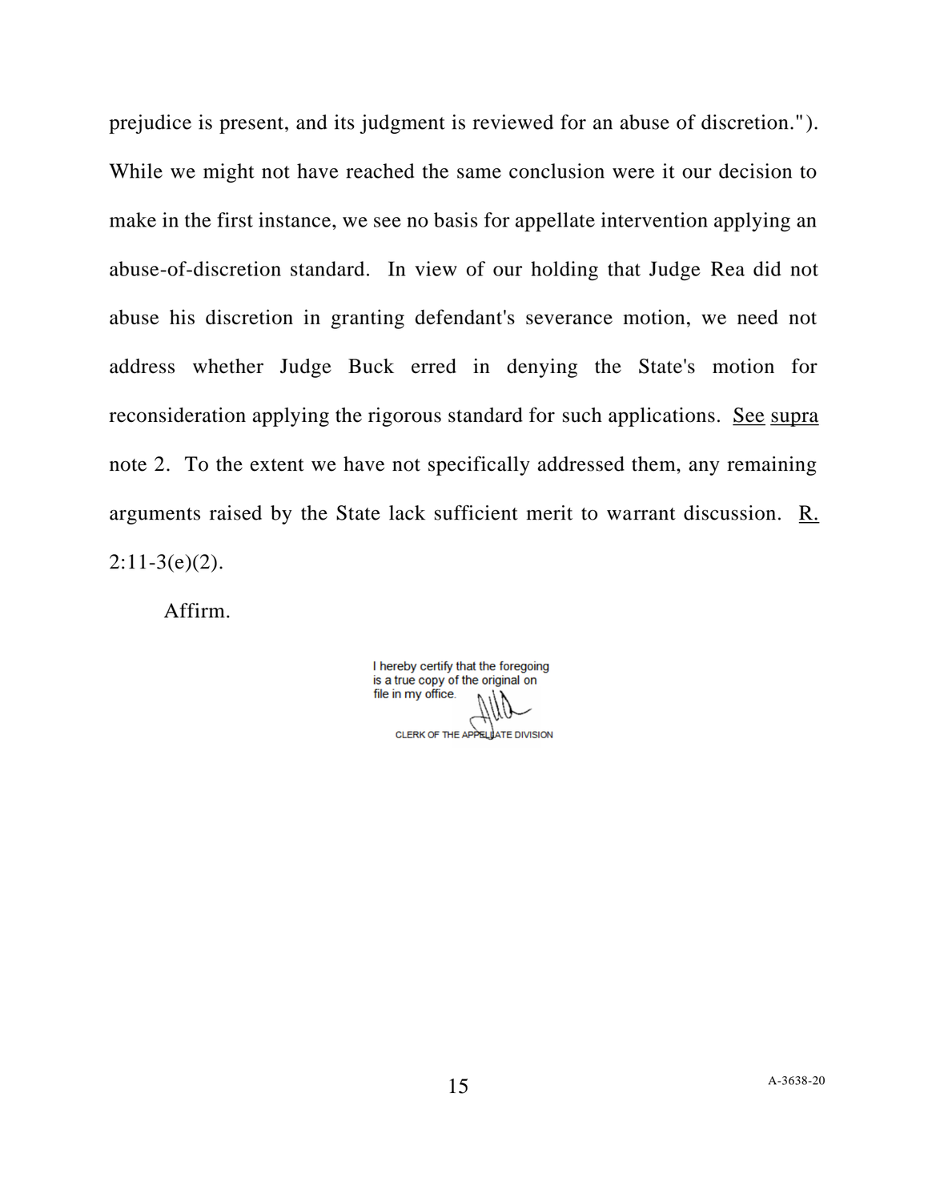prejudice is present, and its judgment is reviewed for an abuse of discretion."). While we might not have reached the same conclusion were it our decision to make in the first instance, we see no basis for appellate intervention applying an abuse-of-discretion standard. In view of our holding that Judge Rea did not abuse his discretion in granting defendant's severance motion, we need not address whether Judge Buck erred in denying the State's motion for reconsideration applying the rigorous standard for such applications. See supra note 2. To the extent we have not specifically addressed them, any remaining arguments raised by the State lack sufficient merit to warrant discussion. R. 2:11-3(e)(2).

Affirm.

I hereby certify that the foregoing is a true copy of the original on file in my office.

CLERK OF THE APPELLATE DIVISION